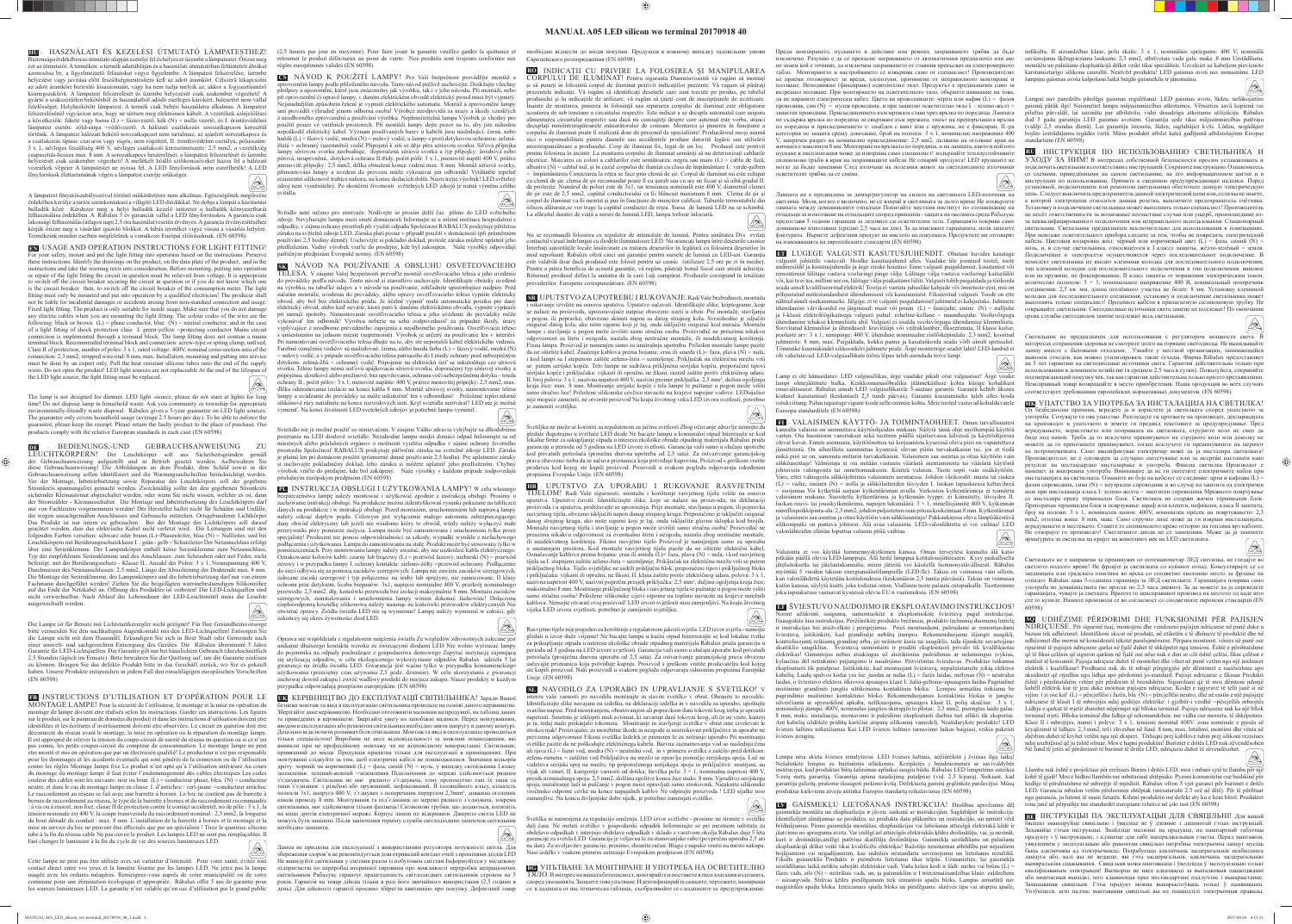**HU** - HASZNÁLATI ÉS KEZELÉSI ÚTMUTATÓ LÁMPATESTHEZ!

Biztonsága érdekében az útmutató alapján szerelje fel és helyezze üzembe a lámpatestet. Őrizze meg ezt az útmutatót. A termékben, a termék adattábláján és a használati útmutatóban feltüntetett ábrákat azonosítsa be, a figyelmeztető feliratokat vegye figyelembe. A lámpatest felszerelése, üzembe helyezése vagy javítása előtt feszültségmentesíteni kell az adott áramkört. Célszerű lekapcsolni az adott áramkört biztosító kismegszakítót, vagy ha nem tudja melyik az, akkor a fogyasztásmérő kismegszakítót. A lámpatest felszerelését és üzembe helyezését csak szakember végezheti! A gyártó a szakszerűtlen bekötésből és használatból adódó esetleges károkért, balesetért nem vállal felelősséget. Helyhezkötött lámpatest. A termék csak beltéri használatra alkalmas. A lámpatest felszereléséhez vigyázzon arra, hogy ne sértsen meg elektromos kábelt. A vezetékek színjelölése a következők: fekete vagy barna (L) = fázisvezető, kék (N) = nullavezető, és I. érintésvédelmi lámpatest esetén zöld-sárga = védővezető. A hálózati csatlakozás sorkapocsba kerül. A lámpatest felszerelése és üzembe helyezése (... ) ... Ha a lámpatest a sorkapocs segítségével illesztékkel, az ajánlott keresztmetszet szerelésnél sorkapocshoz ... 3 x 1, névleges feszültség 400 V, névleges csatlakozó keresztmetszet: 2,5 mm2, a vezetékvég csupaszítás-hossza max. 8 mm. A sorcsatlakozás beszerelését ... A LED fényforrás nem cserélhető. A LED fényforrások élettartamának végén a lámpatest cseréje szükséges.

A lámpatest fényerőszabályozóval történő működtetésre nem alkalmas. Egészségének megóvása érdekében kerülje a tartós szemkontaktust a világító LED diódákkal. Ne dobja a lámpát a háztartási hulladék közé. Kérdezze meg a helyi hulladék kezelő műszaki vagy a hulladékok környezetbarát feldolgozásáról. A Rábalux 5 év garanciát vállal a LED fényforrásokra. A garancia csak a szakszerű, a termék rendeltetésének megfelelő használatra vonatkozik. A garancia érvényesítéséhez kérjük őrizze meg a vásárlást igazoló blokkot. A hibás terméket vigye vissza a vásárlás helyére. Termékeink minden esetben megfelelnek a vonatkozó Európai előírásoknak. (EN 60598)

**EN** - USAGE AND OPERATION INSTRUCTIONS FOR LIGHT FITTING!

For your safety, mount and put the light fitting into operation based on the instructions. Preserve these instructions. Identify the drawings on the product, on the data plate of the product, and in the instructions and take the warning texts into consideration. Before mounting, putting into operation or repair of the light fitting the circuit in question must be relieved from voltage. It is appropriate to switch off the circuit breaker securing the circuit in question or if you do not know which one is the circuit breaker then, to switch off the circuit breaker of the consumption meter. The light fitting must only be mounted and put into operation by a qualified electrician! The producer shall not be liable for incidental damages or accidents arising from non-standard connection and usage. Fixed light fitting. The product is only suitable for inside usage. Make sure that you do not damage any electric cables when you are mounting the light fitting. The color codes of the wire are the following: black or brown (L) = phase conductor, blue (N) = neutral conductor, and in the case of a light fitting of shock protection class: 1. green-yellow = protecting conductor. Mains current connection is implemented through a terminal block. The lamp fitting does not contain a mains terminal block. Recommended terminal block and connection: screw-type or spring clamp, unfixed, Class II of protection, number of poles: 3 × 1, rated voltage: 400V, nominal cross-section area of the connection: 2.5 mm2, stripped wire-end 8 mm. max. Installation, mounting and putting into service must be done by an expert only. Pull the heat resistant silicone tubes onto the end of the supply wires. Do not open the product! LED light sources are not replaceable. At the end of the lifespan of the LED light source, the light fitting must be replaced.

The lamp is not designed for dimmer. LED light -source, please do not stare at lights for long time! Do not dispose lamp in household waste. Ask you community or township for appropriate environmentally-friendly waste disposal. Rábalux gives a 5-year guarantee on LED light sources. The guarantee only covers household usage (average 2.5 hours per day). To be able to enforce the guarantee, please keep the receipt. Please return the faulty product to the place of purchase. Our products comply with the relative European standards in each case (EN 60598)

**DE** - BEDIENUNGS-,UND GEBRAUCHSANWEISUNG ZU LEUCHTKÖRPERN!

Der Leuchtkörper soll aus Sicherheitsgründen gemäß der Gebrauchsanweisung aufgestellt und in Betrieb gesetzt werden. Aufbewahren Sie diese Gebrauchsanweisung! Die Abbildungen an dem Produkt, dem Schild sowie in der Gebrauchsanweisung sollen identifiziert und die Warnungsaufschriften berücksichtigt werden. Vor der Montage, Inbetriebsetzung sowie Reparatur des Leuchtkörpers soll der gegebene Stromkreis spannungsfrei gemacht werden. Zweckmäßig sollte der den gegebenen Stromkreis sichernder Kleinautomat abgeschaltet werden, oder wenn Sie nicht wissen, welcher es ist, dann der Stromzähler – Kleinautomathaler. Die Montage und Inbetriebsetzung des Leuchtkörpers darf nur von Fachleuten vorgenommen werden! Der Hersteller haftet nicht für Schäden und Unfälle, die wegen unsachgemäßer Anschlüsses und Gebrauchs entstehen. Ortsgebundener Leuchtkörper. Das Produkt ist nur intern zu gebrauchen. Bei der Montage des Leuchtkörpers soll darauf geachtet werden, dass das elektrische Kabel nicht verletzt wird. Die Leitungen sind mit den folgenden Farben versehen: schwarz oder braun (L)=Phasenleiter, blau (N) = Nullleiter, und bei Leuchtkörpern mit Berührungsschutzklasse I.: grün - gelb = Schutzleiter Der Netzanschluss erfolgt über einen Steckverbinder. Der Lampenkörper enthält keine Steckerverbinder zum Netzanschluss. Typ der empfohlenen Steckverbinder und des Anschlusses: zum Schrauben oder mit Feder, nicht befestigt, mit der Berührungsschutz – Klasse II, Anzahl der Pole: 3 x 1, Nennspannung 400 V, Durchmesser des Nennanschlusses: 2,5 mm2, Länge der Abisolierung der Drahtende max. 8 mm. Die Montage der Steckverbinder, des Lampenkörpers und die Inbetriebsetzung darf nur von einem Fachmann durchgeführt werden! Ziehen Sie die beigefügten wärmebeständigen Silikonrohre auf das Ende der Netzkabel an. Öffnung des Produktes ist verboten! Die LED-Lichtquellen sind nicht verwechselbar. Nach Ablauf der Lebensdauer der LED-Leuchtmittel muss die Leuchte ausgewechselt werden.

Die Lampe ist für Benutz mit Lichtstaerkeregler nicht geeignet! Für Ihre Gesundheitsvorsorge bitte vermeiden Sie den nachhaltigen Augenkontakt mit den LED-Leuchtquellen! Entsorgen Sie die Lampe nicht mit dem Hausmüll. Erkundigen Sie sich in Ihrer Stadt oder Gemeinde nach einer umwelt- und sachgerechten Entsorgung des Gerätes. Die Rábalux übernimmt 5 Jahre Garantie für LED-Leuchtquellen. Die Garantie gilt nur bei häuslichem Gebrauch (durchschnittlich 2,5 Stunden täglich im Einsatz). Bitte bewahren Sie die Quittung auf, um die Garantie einlösen zu können. Bringen Sie das defekte Produkt bitte in das Geschäft zurück, wo Sie es gekauft haben. Unsere Produkte entsprechen in jedem Fall den einschlägigen europäischen Vorschriften (EN 60598)

**FR** - INSTRUCTIONS D'UTILISATION ET D'OPÉRATION POUR LE MONTAGE LAMPE!

Pour la sécurité de l'utilisateur, le montage et la mise en opération du montage de lampe doivent être réalisés selon les instructions. Garder ces instructions. Les figures sur le produit, sur la pancarte du produit et dans les instructions d'utilisation doivent être identifiées et les écritures d'avertissement doivent être considérées. Le circuit en question doit être déconnecté du réseau avant le montage, la mise en opération ou la réparation du montage lampe. Il est approprié de relever la tension du coupe-circuit de sureté du réseau en question ou si ce n'est pas connu, les petits coupe-circuit du compteur de consommation. Le montage lampe ne peut être monté et mis en opération que par un électricien qualifié! Le producteur n'est pas responsable pour les dommages et les accidents éventuels qui sont générés de la connexion ou de l'utilisation contre les règles. Montage lampe fixe Le produit n'est apte qu'à l'utilisation intérieure. Au cours du montage du montage lampe il faut éviter l'endommagement des câbles électriques Les codes couleur des câbles sont les suivants: noir ou brun (L) = conducteur phase, bleu (N) = conducteur neutre, et dans le cas de montage lampe en classe 1. d'antichoc : vert-jaune = conducteur infectés. Le raccordement au réseau se fait avec une barrette à bornes. Le luminaire ne comporte pas de bornes de raccordement au réseau. Le type de la barrette à bornes et du raccordement recommandés : à vis ou à ressort, non fixe, classe II de protection contre le contact accidentel, no de pôle : 3 x 1, la tension nominale est 400 V, la coupe transversale du raccordement nominal : 2,5 mm2, la longueur du bout dénudé du conduit : max. 8 mm. L'installation de la barrette à bornes et le montage et la mise en service du luminaire ne peuvent être effectués que par un expert. Tirez le gaine en silicone résistant à la chaleur sur les extrémités des câbles ... Ne pas ouvrir le produit! Les sources lumineuses LED ne sont pas remplaçables. Il faut changer le luminaire à la fin du cycle de vie des sources lumineuses LED.

Cette lampe ne peut pas être utilisée avec un variateur d'intensité. Pour votre santé, évitez tout contact direct entre vos yeux et la lumière fournie par les lampes LED. Ne jetez pas la lampe usagée avec les ordures ménagères. Renseignez-vous auprès de votre municipalité ou de votre commune pour une élimination écologique et appropriée. Rábalux offre 5 ans de garantie pour les sources lumineuses LED. La garantie n'est valable qu'en cas d'utilisation par le grand public (2,5 heures par jour en moyenne). Pour faire jouer la garantie veuillez garder la quittance et retourner le produit défectueux au point de vente. Nos produits sont toujours conformes aux règles européennes valides (EN 60598)

**CS** - NÁVOD K POUŽITÍ LAMPY!

Pro Vaši bezpečnost proveďte montáž a zprovoznění lampy podle přiloženého návodu. Tento návod pečlivě uschovejte. Dodržujte všechny předpisy a upozornění, které jsou znázorněny jak výrobku, tak i v jeho návodu. Při montáži, nebo při zprovoznění či opravě lampy, v daném elektrickém obvodě elektrický proud musí být vypnutý. Nejnadnějším způsobem řešení je vypnutí elektrického automatu. Montáž a zprovoznění lampy smí provádět výhradně jenom odborná osoba! Výrobce neodpovídá za úrazy a škody vzniklých z neodborného připojení a používání výrobku. Nepřenositelná lampa Výrobek je vhodný pro použití pouze ve vnitřních prostorech. Při montáži lampy dejte pozor na to, aby jste náhodou nepoškodili elektrické kabely. Význam zbarvených barev u kabelů jsou následující: černá, nebo hnědá (L) = fázový vodič, modrá (N) = nulový vodič, u lampy s proti dotykovou ochranou: zeleno-žlutá = ochranný (zemnění) vodič Připojení k síti se děje přes síťovou svorku. Síťová přípojka lampy síťovou svorku neobsahuje. Doporučená síťová svorka a typ přípojky: šroubová nebo pérová, nezpevněná, dotyková ochrana II třídy, počet pólů: 3 x 1, jmenovité napětí 400 V, průřez jmenovité přípojky: 2,5 mm2, délka obnažené konce vodiču max. 8 mm. Montáž síťové svorky, připevňování lampy a uvedení do provozu může vykonávat jen odborník! Vytáhněte tepelně rezistentní silikonové trubice nahoru, na konec dodacích drátů. Neotvírejte výrobek! LED světelné zdroj není vyměnitelný. Po skončení životnosti světelných LED zdrojů je nutná výměna celého svítidla.

Svítidlo není určeno pro stmívač. Nedívejte se prosím déle do LED světelného zdroje. Nevyhazujte lampu mezi směsí domácností Informujte se u místní instituce hospodaření s odpadky, v jejím zařízení prostřednictví poskytují přijmutí odpadu. Společnost RÁBALUX poskytuje pětiletou záruku na světelné zdroje LED. Záruka platí pouze v případě použití v domácnosti (při průměrném používání 2,5 hodiny denně). Uschovejte si pokladní doklad, protože záruku můžete uplatnit jeho předložením. Vadný výrobek vraťte do prodejny, kde byl zakoupen. Naše výrobky odpovídají patřičným předpisům Evropské normy. (EN 60598)

**SK** - NÁVOD NA POUŽÍVANIE A OBSLUHU OSVETĽOVACIEHO TELESA.

V záujme Vašej bezpečnosti previeďte montáž osvetľovacieho telesa a jeho uvedenie do prevádzky podľa návodu. Tento návod si starostlivo uschovajte. Identifikujte obrázky uvedené na výrobku, na štítku výrobku a v návode na použitie, zohľadnite upozorňujúce nápisy. Pred montážou, uvedením do prevádzky alebo opravou osvetľovacieho telesa vypnite elektrický obvod, aby bol bez elektrického prúdu. Je účelné vypnúť malú automatickú poistku pre daný elektrický obvod, alebo keď neviete, ktorý patrí k danému elektrickému obvodu, vypnite vypínač pri meraní spotreby. Namontovanie osvetľovacieho telesa a jeho uvedenie do prevádzky môže vykonávať len odborník! Výrobca nezodpovedá za prípadné škody a úrazy ktoré sú spôsobené neodborným pripojením a používaním výrobku. Pevne pripevnené osvetľovacie teleso. Výrobok je vhodný len na vnútorné použitie. Pri montáži svietidla dbajte na to, aby ste nepoškodili žiadne elektrické vedenie. Farebné označenie vodičov je nasledovné: čierna, alebo hnedá farba (L) = fázový vodič, modrá (N) = nulový vodič, a v prípade osvetľovacieho telesa patriaceho do I.triedy ochrany pred nebezpečným dotykom: zeleno-žltá = ochranný vodič. Pripojenie na elektrickú sieť sa uskutočňuje cez sieťovú svorku. Teleso lampy nemá sieťovú spojovaciu sieťovú svorku. Doporučený typ sieťovej svorky a pripojenia: skrutkové alebo pružinové, bez upevňovania, ochrana voči nebezpečnému dotyku – trieda ochrany II, počet pólov: 3 x 1, menovité napätie: 400 V, prierez menovitej prípojky: 2,5 mm2, max. dĺžka odizolovaného konca vodiča: 8 mm. Montáž sieťovej svorky, namontovanie telesa lampy a uvedenie do prevádzky sa môže uskutočniť len s odborníkom! Priložené tepluvzdorné silikónové rúry natiahnite na konce rozvodových sietí. Kryt svietidla neotvárať! LED nie je možné vymeniť. Na konci životnosti LED svetelných zdrojov je potrebné lampu vymeniť.

Svietidlo nie je možné použiť so stmievačom. V záujme Vášho zdravia vyhýbajte sa dlhodobému pozeraniu na LED diódové svietidlo. Nezahoďte lampu medzi domáci odpad Informujte sa od miestnych alebo príslušných orgánov o možnosti výdania odpadku v zbere odpadu. Záručná podmienka Spoločnosť RÁBALUX poskytuje päťročnú záruku na svetelné zdroje LED. Záruka je platná len pri domácom používaní (priemerné denné používanie 2,5 hodín). Pre uplatnenie záruky si uschovajte pokladničný doklad, ktorý slúži ako doklad o kúpe. Nekvalitný výrobok vráťte do predajne, kde ste ho zakúpili. Naše výrobky v každom prípade zodpovedajú príslušným európskym predpisom (EN 60598)

**PL** - INSTRUKCJA OBSŁUGI I UŻYTKOWANIA LAMPY!

W celu własnego bezpieczeństwa lampę należy montować i użytkować zgodnie z instrukcją obsługi. Prosimy o zachowanie instrukcji obsługi. Na produkcie można zidentyfikować rysunki pokazane na tabliczce danych na produkcie i w instrukcji obsługi. Przed montażem, uruchomieniem lub naprawą lampy należy odciąć dopływ prądu. Celowym jest wyłączenie małego automatu zabezpieczającego dany obwód elektryczny lub jeżeli nie wiadomo który to obwód, wtedy należy wyłączyć małe przerywacze przy pomiarze zużycia. Lampę może przez zamontować i uruchomić tylko przez specjalistę! Producent nie ponosi odpowiedzialności za szkody, wypadki wynikłe z niefachowego podłączenia i użytkowania. Lampa do zamontowania na stałe. Produkt może być stosowany tylko w pomieszczeniach. Przy montowaniu lampy należy uważać, aby nie uszkodzić kabla elektrycznego. Oznakowanie kolorów kabli: czarny lub brązowy (L) = przewód fazowy, niebieski (N) = przewód zerowy i w przypadku lampy I. ochrony kontaktu: zielono-żółty = przewód ochronny. Podłączenie do sieci odbywa się za pomocą zacisków szeregowych. Lampa nie zawiera zacisków szeregowych, zalecane zaciski szeregowe i typ połączenia: na śruby lub sprężyny, nie zamocowane, II klasy ochrona przed dotykiem, liczba biegunów: 3x1, napięcie nominalne 400 V, przekrój nominalnego przewodu: 2,5 mm2, dłg. końcówki przewodu bez izolacji maksymalnie 8 mm. Montażu zacisków szeregowych, zamontowania i uruchomienia lampy trzeba dokonać fachowiec! Dołączona ciepłoodporna koszulkę silikonową należy nasunąć na końcówki przewodów elektrycznych Nie otwierać oprawy. Źródło światła LED nie są wymienne! Lampę należy wymienić w całości, gdy zakończy się okres żywotności diod LED.

Oprawa nie współdziała z regulatorem natężenia światła Ze względów zdrowotnych zalecane jest unikanie dłuższego kontaktu wzroku ze świecącymi diodami LED Nie wolno wyrzucać lampy do pojemnika na odpady pochodzące z gospodarstwa domowego Zapytać instytucje zajmującą się utylizacją odpadów, w celu ekologicznego wykorzystania odpadów Rábalux udziela 5 lat gwarancji na źródła światła LED. Gwarancja jest ważna tylko w przypadku konsumenckiego użytkowania (przeciętny czas używania 2,5 godz. dziennie). W celu skorzystania z gwarancji zachowaj dowód zakupu i zwróć wadliwy produkt do miejsca zakupu. Nasze produkty w każdym przypadku spełniają odpowiednie przepisy europejskie. (EN 60598)

**UK** - КЕРІВНИЦТВО ДО ЕКСПЛУАТАЦІЇ СВІТИЛЬНИКА!

Заради Вашої безпеки монтаж та ввод в експлуатацію світильника проводьте на основі даного керівництва. Зберігайте дане керівництво. Необхідно оглянути малюнки на продукті, на табличці даних та прочитати керівництво. Звертайте увагу на написані надписи. Перед монтажем, введенням в експлуатацію або ремонтом світильника необхідно вимкнути напругу в даному контурі. Доцільно вимкнути розмикач даного контура, або якщо не знаєте який – розмикач лічильника споживання. Монтаж і ввод в експлуатацію світильника здійснює тільки спеціаліст! Виробник не несе відповідальності за можливі пошкодження, які виникли при не професійному монтажу чи не відповідному використанні. Стаціонарний світильник. Продукція придатна тільки для експлуатації в приміщеннях. При монтажі світильника не допускається пошкодження електричного кабелю. Кольорове маркування проводів: чорний або коричневий (L) = фаза, синій (N) = нуль, та для світильників 1 класу захисту: зелено-жовтий = провід заземлення. Підключення до мережі здійснюється через клемну колодку. Світильник не містить клемної колодки. Рекомендований тип клемної колодки та з'єднання: гвинтова або пружинна, незакріплена, II клас захисту від ураження струмом, кількість полюсів 3х1, напруга 400 В, номінальний переріз з'єднання: 2,5 мм2, довжина зачищеного кінця макс. 8 мм. Монтаж клемної колодки, світильника та введення в експлуатацію здійснює тільки спеціаліст! Натягніть термостійкі силіконові трубки на кінці проводів живлення. Не відкривайте продукт! LED джерела світла не підлягають заміні. Після закінчення терміну служби світлодіодних джерел світла необхідно замінити світильник.

Лампа не придатна для експлуатації з використанням регулятора інтенсивності світла. Для збереження здоров'я не рекомендується довготривалий контакт очей з промінням діодів LED. Не викидайте світильник з сміттям разом з побутовими сміттям. Інформуйтеся у місцевому підрозділі по переробці вторинної сировини про можливості переробки використаних світильників. Рабалюкс надає гарантію 5 років на світлодіодні джерела світла. Гарантія поширюється лише на побутове використання (в середньому 2,5 години на день). Для дійсності гарантії просимо зберегти квитанцію про покупку. Дефектний товар необхідно повернути до місця покупки. Продукція в кожному випадку задовольняє умови Європейського регламентування (EN 60598)

**RO** - INDICAȚII CU PRIVIRE LA FOLOSIREA ȘI MANIPULAREA CORPULUI DE ILUMINAT!

Pentru siguranța Dumneavoastră vă rugăm să montați și să puneți în folosință corpul de iluminat potrivit indicațiilor prezente. Vă rugăm să păstrați prezentele indicații. Vă rugăm să identificați desenele care sunt trecute pe produs, pe tabelul produsului și în indicațiile de utilizare, vă rugăm să țineți cont de inscripțiile de avertizare. Înainte de montarea, punerea în folosință sau repararea corpului de iluminat este obligatorie scoaterea de sub tensiune a circuitului respectiv. Este indicat a se decupla automatul care asigură alimentarea circuitului respectiv sau dacă nu cunoașteți despre care automat este vorba, atunci decuplați minintrerruptoarele măsurătorului de consum. Montarea și punerea în funcțiune a corpului de iluminat poate fi realizată doar de persoană de specialitate! Producătorul nu-și asumă nici o responsabilitate pentru daunele sau accidentele produse datorită legării sau utilizării necorespunzătoare a produsului. Corp de iluminat fix, legat de un loc. Produsul este potrivit pentru folosirea în interior. La montarea corpului de iluminat atenție să nu deteriorați cablurile electrice. Marcarea cu culori a cablurilor este următoarea: negru sau maro (L) = cablu de fază, albastru (N) = cablul nul, și în cazul corpului de iluminat cu clasa de împământare 1.: verde-galben = împământarea Conectarea la rețea se face prin clemă de șir. Corpul de iluminat nu este echipat cu clemă de șir. clema de șir recomandat poate fi cu șurub sau cu arc ne fixată și să aibă gradul II. de protecție. Numărul de poluri este de 3x1, tar tensiunea nominală este 400 V, diametrul conexiunii de șir este de 2,5 mm2, capătul conductorului va fi blancuit maximum 8 mm. Clema de șir și corpul de iluminat va fii montat și pus în funcțiune de muncitor calificat. Tubiorul termorezistent din silicon alăturate,se vor trage la capătul conductei de rețea. Sursa de lumină LED nu se schimbă. La sfârșitul duratei de viață a sursei de lumină LED, lampa trebuie înlocuită.

Nu se recomandă folosirea cu regulator de intensitate de lumină. Pentru sănătatea Dvs evitați contactul vizual îndelungat cu diodele iluminatoare LED. Nu aruncați lampa între deșeurile casnice Interesați autoritățile locale însărcinate cu tratarea deșeurilor în legătură cu folosirea deșeurilor în mod reprobant. Rabalux oferă cinci ani garanție pentru sursele de lumina cu LED-uri. Garanția este valabilă doar dacă produsul este folosit pentru uz casnic (utilizare 2,5 ore pe zi în medie). Pentru a putea beneficia de această garanție, vă rugăm, păstrați bonul fiscal care atestă achiziția. Returnați produsul defect la unitatea de la care l-ați cumpărat. Produsele corespund în totalitate prevederilor Europene corespunzătoare. (EN 60598)

**SR** - УПУТСТВО ЗА УПОТРЕБУ И РУКОВАЊЕ.

Radi Vaše bezbednosti, montažu i rukovanje izvršite na osnovu uputstva. Uputstvo sačuvati. Identifikujte slike, kriptograme, koje se nalaze na proizvodu, upozoravajuće natpise obavezno uzeti u obzir. Pre montaže, stavljanja u pogon, ili popravke, obavezno skinuti napon sa datog strujnog kola. Svrsishodno je isključiti osigurač datog kola, ako ne znate koji je to, onda isključite osigurač kod merača. Montažu lampe i stavljanje u pogon mora izvršiti samo stručna osoba. Proizvođač ne preuzima nikakvu odgovornost za štete ili nezgode, nastalu zbog nestručne montaže, ili nestručnog rukovanja. Fiksna lampa. Proizvod je namenjen samo za unutrašnju upotrebu. Prilikom montaže lampe pazite da ne oštetite kabel. Značenje kablova prema bojama: crna ili smeđa (L)= faza, plava (N) = nula, i kod lampi sa I stepenom zaštite zeleno-žuta = uzemljenje. Priključak na električnu mrežu vrši se putem serijske kopče. Telo lampe ne sadrža serijske kopče. Preporučena serijska kopča, preporučeni tipovi serijske kopče i priključaka: vijkasti ili opružni, ne fiksni, razred zaštite protiv električnog udara: II, broj polova: 3 x 1, nazivna napetost 400 V, nazivni promer priključka: 2,5 mm2, dužina ogoljenja kraja žice: max. 8 mm. Montiranje serijske kopče i tela lampe te puštanje u pogon može vršiti samo stručna lice! Priložene silikonske cevčice navucite na krajeve napojne cevkove. LED izvori nije moguće zameniti, ne otvorite proizvod Na kraju životnog veka LED izvora svetlosti, potrebno je zameniti svetiljku.

Svetiljke ne može se koristiti sa regulatorom za jačinu svetlosti. Zbog očuvanje zdravlje nemojte da gledate dugotrajno u svetleće LED diode Ne bacajte lampu u komunalni otpad Interesujte se kod lokalne firme za sakupljanje otpada o utrošku ekološke otpada Rábalux daje petogodišnju garanciju za LED izvore svetlosti. Garancija važi samo u slučaju upotrebe kod privatnih potrošača (prosečna dnevna upotreba od 2,5 sati). Za ostvarivanje garancijskog prava obavezno treba da se sačuva račun. Neispravan proizvod treba vratiti u prodavnicu u kojoj je kupljen. Proizvodi u svakom pogledu odgovaraju odredbama propisima Europske Unije. (EN 60598)

**HR** - UPUTSTVO ZA UPORABU I RUKOVANJE RASVJETNIM TIJELOM!

Radi Vaše sigurnosti, montažu i korištenje rasvjetnog tijela vršite na osnovu uputstva. Uputstvo čuvati. Identificirajte slike, koje se nalaze na proizvodu, na deklaraciji proizvoda i u uputstvu, pridržavajte se upozorenja. Prije montaže, stavljanja u pogon, ili popravka rasvjetnog tijela, obvezno isključiti napon datog strujnog kruga. Preporučeno je isključiti osigurač datog strujnog kruga, ako ne znate kojeg je to onda isključite glavni sklopku kod brojila. Montažu rasvjetnog tijela i stavljanje u pogon mora izvršiti samo stručna osoba! Proizvođač ne preuzima nikakvu odgovornost za eventualnu štetu i nezgode, nastalu zbog nestručnog priključenja, ili nestručnog korištenja. Fiksno rasvjetno tijelo Proizvod je namijenjen samo za uporabu u unutarnjem prostoru. Kod montaže rasvjetnog tijela pazite da ne oštetite električni kabel. Označavanje kablova prema bojama: crna ili smeđa (L) = faza, plava (N) = nula, i kod rasvjetnog tijela sa I. stupnjem zaštite zeleno-žuta = uzemljenje. Priključak na električnu mrežu vrši se putem priključnog bloka. Tijelo svjetiljke ne sadrži priključni blok, preporučeni tipovi priključnog bloka i priključaka: vijčani ili opružni, ne fiksni, II klasa zaštite protiv električnog udara, polova: 3 x 1, nazivna napetost 400 V, nazivni poprečni presjek priključka: 2,5 mm2, dužina ogoljenja kraja žice: maksimalno 8 mm. Montiranje priključnog bloka i rasvjetnog tijela te puštanje u pogon može vršiti samo stručna osoba! Priložene silikonske cijevi stavite na toplinu navucite na krajeve mrežnih kabela. Nemojte otvarati ovaj proizvod! LED izvori svjetla nisu zamjenjivi. Na kraju životnog vijeka LED izvora svjetlosti, potrebno je zamijeniti svjetiljku.

Rasvjetno tijelo nije pogodno za korištenje s regulatorom jakosti svjetla. LED izvor svjetla - nemojte gledati u izvor duže vrijeme! Ne bacajte lampu u kućni otpad Interesirajte se kod lokalne tvrtke za prikupljanje otpada o istrosoj ekološke obrade otpadnog materijala Rábalux pruža garanciju u periodu od 5 godina na LED izvore svjetlosti. Garancija vrijedi samo u slučaju uporabe kod privatnih potrošača (prosječna dnevna uporaba od 2,5 sata). Za ostvarivanje garancijskog prava obvezno sačuvajte priznanicu kojeg treba upisati. Neispravan proizvod vratite prodavaoniku kod kojeg ste kupili Naši proizvodi u svakom pogledu odgovaraju odnosnim propisima Europske Unije. (EN 60598)

**SL** - NAVODILO ZA UPORABO IN UPRAVLJANJE S SVETILKO!

V interesu vaše varnosti po navodilih montirajte in stavite svetilko v obrat. Ohranite to navodilo. Identificirajte slike navejane na izdelku, na deklaraciji izdelka in v navodilu za uporabo, spoštujte svarilne napise. Pred montiranjem, obratovanjem ali popravo tiema dani tokovni krog treba iz gospode napetosti. Smiselno je izklopiti mali avtomat, ki zavaruje dani tokovni krog, ali če ne veste, kateri je to, tedaj mali prekinjalo tokomera. Montiranje in obratovanje svetilke lahko izvrši samo strokovnjak! Proizvajalec ne prevzema škode in nezgode iz nestrokovnega priključka in uporabe ne prevzema odgovornost Fiksna svetilka Izdelek je primeren le za notranjo uporabo Pri montiranju svetilke pazite da ne poškodujete električnega kabela. Barvna zaznamovanja vod so naslednje:črna ali rjava (L) = fazni vod, modra (N) = nevtralni vod, in v primeru svetilke z zaščito pred dotikom zeleno-rumena = zaščitni vod Priključitev na mrežo se opravlja preko serijskega spoja. Lač se vzdržuje serijski spoj na mrežo, tip priporočenega serijskega spoja in priključitve: nezijeni, na vijak ali vzmet, II. kategorije varnosti od dotika; števila pola : 3 × 1, nominalna napetost 400 V, presek nominalnega spoja: 2,5 mm2, dolžina gostiče konce žice max. 8 mm. Vgraditev serijskega spoja, instaliranje luči in puščanje v pogon more opravljati samo strokovnik. Nataknite silikonske vročinsko odporne cevke na konce napajalnih kablov Ne odpirajte proizvoda ! LED svjetlo nisu zamenljive. Na koncu življenjske dobe sijalk, je potrebno zamenjati svetilko.

Svetilka ni namenjena za regulacijo osvetlenja. LED izvor svetlobe - prosimo ne strmite v svetilo dalj časa. Ne metati svetilko v gospodarski odpadek Informirajte se pri mestnom institutu za obdelavo odpadkah v interesu obdelave odpadkah v skladu z varstvom okolja Rábalux daje 5 leta garancije za svetila LED. Garancija je veljavna le za stanovanjsko rabo (povprečna uporaba 2,5 uri na dan). Za uveljavitev garancije, prosimo shranite račun. Blago z napako vrnite na mesto nakupa. Naši izdelki v vsakem primeru ustrezajo Evropskim predpisom (EN 60598)

**BG** - УПЪТВАНЕ ЗА МОНТИРАНЕ И УПОТРЕБА НА ОСВЕТИТЕЛНО ТЯЛО.

В интерес на вашата безопасност, монтирайте и поставете в експлоатация осветителното тяло, според указанията. Запазете това упътване. Идентифицирайте схемите, чертежите, намиращи се в дадения от нас технически табелка, съобразявайте се с надписите за предупреждение. Преди монтирането, пускането в действие или ремонт, захранващата трябва да бъде изключена. Разумно е да се прекъсне захранването от автоматичния прекъсвач или ако не знаете кой е точният, да изключим захранването от главния прекъсвач на електромерното табло. Монтирането и настройването се извършва само от специалист! Производителят не приема отговорност за преки, злополуки, причинени от неправилното монтиране и ползване. Неподвижно (фиксирано) осветително тяло. Продуктът е предназначен само за вътрешно ползване. При монтирането на осветителното тяло, обърнете внимание на това, да не нарушите електрически кабел. Цвета на проводниците: черен или кафяв (L) = фазов проводник, син (N) = нулев проводник, и при защитно осветително тяло I.: зелено-жълт = защитен проводник. Присъединяването към мрежата става чрез муфа по проводника. Лампата не съдържа муфа по проводника за свързване към мрежата, типът на препоръчаната муфа по проводника и присъединяването е: свободен с винт или с пружина, не е фиксиран, II-ра категория по защита срещу докосване, брой на полюсои: 3 x 1, номинално напрежение 400 V, напречен разрез на номиналния присъединяване: 2,5 mm2, дължина на оголване края на жичката е максимум 8 мм. Монтирането на муфата по проводника, и на лампата, както и който пускане в експлоатация може да извършва само специалист! изтеглете топлоустойчивите силиконови тръби в края на захранващите кабели Не отваряй продукта! LED кръшките не могат да бъдат заменени. След изтичане на полезния живот на светодиодните източници осветителят трябва да се смени.

Лампата не е предвидена за димерирутор на светла на светлината LED-източник на светлина. Моля, когато я включите, не се взирайте в светлината за дълго време Не изхвърляйте лампата между домакинските отпадъци Попитайте местния институт по отношение на отпадъци за изпълнение на отпадъците според правилата - заявете на местните органи Рабалукс предоставя 5 години гаранция за LED източници на светлина. Гаранцията покрива само домашно използване (средно 2,5 часа на ден). За да можете гаранцията, моля запазете фактурата. Върнете дефектния продукт на място на покупката. Продуктите ни отговарят на изискванията на европейските стандарти (EN 60598)

**ET** - LUGEGE VALGUSTI KASUTUSJUHENDIT.

Ohutuse huvides kasutage valgustit vastavalt juhendile. Hoidke kasutusjuhend alles. Vaadake üle joonised tootel, toote andmesildil ja kasutusjuhendis ja arvestage hoiatusi. Enne valgusti paigaldamist, kasutamist või remontimist lülitage vastava vooluringi pinge välja. Lülitage välja vastava vooluringi kaitselüliti või, kui te ei tea, millise see on, lülitage välja peakaitse lüliti. Valgusti tohib paigaldada ja ühendusse seada ainult kvalifitseeritud elektrik! Tootja ei vastuta juhuslike kahjude või õnnetuste eest, mis on põhjustatud mittestandardsest ühendamisest või kasutamisest. Fikseeritud valgusti. Toode on ette nähtud ainult sisekasutuseks. Jälgige, et te valgusti paigaldamisel juhtmeid ei kahjustaks. Juhtmete ühenduste värvikoodid on järgmised: must või pruun (L) = faasijuhe, sinine (N) = nulljuhe ja I-klassi elektrilöögikaitsega valgusti puhul: roheline-kollane = maandusjuhe. Vooluvõrguga ühendamine toimub klemmiploki kaudu. Valgusti ei sisalda vooluvõrguga ühendamise klemmiplokki. Soovituslik klemmplokk ja ühendused: kruviliitega või vedruklamber, fikseerimata, II klassi kaitse, poolused arv: 3 x 1, nimipinge: 400 V, ühenduse nominaalne ristlõikepindala: 2,5 mm2, koorutud juhtme ots: 8 mm, max. Paigaldada, kokku panna ja kasutusele seada võib ainult spetsialist. Tõmmake kuumuskindlad silikoontorud toitekaablite peale. Ärge monteerige seadet lahti! LED-lambid ei ole vahetatavad. LED-valgusallikate tööea lõpus tuleb asendada terve lamp.

Lamp ei ole hämardatav. LED valgusallikas, ärge vaadake pikalt otse valgusesse! Ärge visake lampi olmejäätmete hulka. Keskkonnaohutu/ülku jäätmekäitluse kohta küsige kohalikust omavalitsusest. Rábalux annab LED valgusallikatele 5-aastase garantii. Garantii kehtib üksnes kodukasutamisel (keskmiselt 2,5 tundi päevas). Garantii kasutamiseks tuleb alles hoida ostukviitung. Palun tagastage vigane toode selle ostmise kohta. Meie tooted vastavad kohaldatavatele Euroopa standarditele (EN 60598)

**FI** - VALAISIMEN KÄYTTÖ- JA TOIMINTAOHJEET.

Oman turvallisuutesi kannalta valaisin on asennettava käyttöohjeiden mukaan. Säilytä tämä ohje myöhempää käyttöä varten. Ota huomioon varoitukset sekä tuotteen pakkiä sijaitsevassa kilvessä ja käyttöohjeessa olevat kuvat. Ennen asennusta, käyttöönottoa tai korjausta kyseisestä piiristä on varmistettava jännitteestä. On aiheellista sammuttaa kyseessä olevan piirin turvakatkaisin tai, jos et tiedä mikä piiri se on, sammuta mittarin turvakatkaisin. Valaisimen saa asentaa ja ottaa käyttöön vain sähköasentaja! Valmistaja ei ota mitään vastuuta väärästä asentamisesta tai väärästä käytöstä johtuvista vahingoista tai onnettomuuksista. Kiinteä valaisin. Tuote sopii vain sisäkäyttöön. Varo, ettet vahingoita sähköjohtimia valaisimen asennuksen aikana. Johdon väriskoodit: musta tai ruskea (L) = vaihe, sininen (N) = nolla ja sähköiskultoa luokan I osalta: keltavihreä (vihreä/keltainen) = suojajohdin. Liitäntä verkkoon tapahtuu liitinrimaan kautta. Valaisimessa ei ole verkkoliitäntäliitinrimaa. Suositeltava liitinrima ja liitäntä: ruuvi- tai jousiliitintyyppi, kiinnittämätön, kosketussuojaus II, napojen lukumäärä: 3 × 1, nimellisjännite 400 V, liitännän nimellispoikkipinta-ala 2,5 mm2, johdon paljastetun pään pituus korkeintaan 8 mm. Kytkentärimaan asennuksen, valaisimen asentamisen ja käyttöönoton saa suorittaa vain asiantuntija. Vedä lämpöä kestävät silikoniputket jännitteen päiden päälle. Älä avaa valaisinta. LED-valonlähteitä ei voi vaihtaa! LED-valonlähteiden elinkaaren lopussa valaisin pitää vaihtaa.

Valaisinta ei voi käyttää himmennyskytkimien kanssa. Oman terveytesi kannalta älä katso pitkään päällä olevia LED-lamppuja. Älä heitä lamppua kotitalousjätteisiin. Kysy paikalliselta jätehuollosta tai jätehuoltokunnalta, miten jätteitä voi kierrättää ympäristöystävällisesti. Rábalux myöntää 5 vuoden takuun energiansäästölampulle (LED-lle). Takuu on voimassa vain silloin, kun valonlähdettä käytetään kotitaloudessa (keskimäärin 2,5 tuntia päivässä). Takuu on voimassa kuitin kanssa, säilytä kuitti, jota todistaa ostoa. Viallinen tuote palautetaan ostopaikalle. Tuotteemme joka tapauksessa vastaavat kyseessä olevia EU:n vaatimuksia. (EN 60598)

**LT** - ŠVIESTUVO NAUDOJIMO IR EKSPLOATAVIMO INSTRUKCIJOS!

Norint užtikrinti saugumą, sumontuokite ir eksploatuokite šviestuvą pagal instrukcijas. Išsaugokite šias instrukcijas. Peržiūrėkite produkto brėžinius, produkto techninių duomenų lentelę ir instrukcijas bei atsižvelkite į perspėjimus. Prieš montuodami, paleisdami ar remontuodami šviestuvą, įsitikinkite, kad grandinėje nebūtų įtampos. Rekomenduojame išjungti saugiklį, kontroliuojantį reikiamą grandinę arba, jei nežinote kuris tai saugiklis, tada išjunkite suvartojimo skaitiklio saugiklius. Šviestuvą sumontuoti ir paleisti eksploatuoti privalo tik kvalifikuotas elektrikas! Gamintojas nebus atsakingas už atsitiktinius pažeidimus ar nelaimingus ryškius, kylančius dėl nestandartinio prijungimo ir naudojimo. Privirtintas šviestuvas. Produktas tinkamas eksploatuoti tik patalpose. Įsitikinkite, kad montuojant šviestuvą, nepažeistumėte jokių elektros kabelių. Laidų spalvinis kodas yra šie: juodas ar rudas (L) = fazės laidas, mėlynas (N) = neutralus laidas, o šviestuvo elektros šilkovos apsaugos klasė I: žalio-geltona-apsauginis laidas Pagrindinė maitinimo grandinės jungtis užtikrinama kontaktinio bloko. Lempos armatūra neturi maitinimo tinklo kontaktinio bloko. Rekomenduojamas kontaktinio blokas ir jungtis: srieginis/varžtinis ar spyruoklinė spaudė, nefiksuojama, apsaugos klasė II, polių skaičius: 3 × 1, vardinė įtampa: 400V, nominalus jungties skerspjūvio plotas: 2,5 mm2, pašalinta laido galo izoliacija 8 mm, maks. instaliacija, montavimo ir paleidimo eksploatuoti darbus turi atlikti tik ekspertas. Patraukite karščiui atsparius silikoninius vamzdelius ant maitinimo laidų galų. Neatidarykite šio produkto! LED šviesos šaltiniai yra nekeičiami. LED šviesos šaltinio tarnavimo laikui pasibaigus, reikia pakeisti šviesos įrenginį.

Lempa nėra skirta šviesos tamsinimui. LED šviesos šaltinis, prašome nežiūrėkite į šviesas ilgą laiką! Neišmeskite lempos su buitinėmis atliekomis. Kreipkitės į bendruomenės ar savivaldybės institucijas, kad produktas būtų šalinimas aplinkai saugiu būdu. Rábalux LED šviesos šaltiniams suteikia 5-erių metų garantiją. Garantija apima naudojimą namuose (vidutiniškai 2,5 valandos per dieną). Kad garantija galiotų, prašome išsaugoti pirkimo kvitą. Defektinį gaminį grąžinkite pardavėjui. Mūsų produktai kiekvienu atveju atitinka Europos standartų reikalavimus (EN 60598)

**LV** - GAISMEKĻU LIETOŠANAS INSTRUKCIJA!

Drošības apsvērumu dēļ gaismekļa montāžu un ekspluatāciju ir jāveic saskaņā ar instrukcijām. Saglabājiet šo instrukciju. Identificējiet zīmējumus uz produkta, uz produkta datu plāksnītes un instrukcijās, un ņemiet vērā brīdinājumus. Pirms gaismekļa montāžas, ekspluatācijas vai labošanas attiecīgā elektriskā ķēde ir jāatvieno no sprieguma avota. Var izslēgt arī attiecīgās elektriskās ķēdes drošinātāju, vai, ja nezināt, kurš ir drošinātājs, izslēgt patēriņa skaitītāja drošinātāju. Gaismekli drīkst uzstādīt un nodot ekspluatācijā tikai elektriķis! Ražotājs neuzņemas atbildību par nejaušiem bojājumiem vai negadījumiem, kas radušies nestandarta savienojuma un lietošanas gadījumā. Fiksēts gaismeklis. Produkts ir piemērots lietošanai tikai telpās. Uzmanieties, lai gaismekļa uzstādīšanas laikā netiktu sabojāti elektriskie vadi. Vadu krāsu kodi ir šādi: melns vai brūns (L) = fāzes vads, zils (N) = neitrāls vads, un, ja gaismeklim ir I triecienaizsardzības klase: zaļdzeltens = aizsargvads. Strāvas ķēdes pieslēgumam tiek izmantots spaiļu bloks. Lampas armatūrā nav maģistrāles spaiļu bloka. Ieteicamais spaiļu bloks un pieslēgums: skrūves tipa vai atsperu spailes, nefiksēts, II aizsardzības klase, polu skaits: 3 × 1, nominālais spriegums: 400 V, nominālā savienojuma šķērsgriezuma laukums: 2,5 mm2, atbrīvotais vada gals maks. 8 mm. Uzstādīšanu, montāžu un palaišanu ekspluatācijā drīkst veikt tikai speciālists. Uzvelciet uz barošanas vadu galiem karstumizturīgo silikona cauruli. Neatvērt produktu! LED gaismas avoti nav nomaināmi. LED gaismas avotu kalpošanas laikā beigās gaismeklis ir jānomaina.

Lampu nav paredzēts pārslēgs gaismas regulēšanai. LED gaismas avots, lūdzu, neilūkojieties gaismā ilgāk ilgi! Neizmetiet lampu mājsaimniecības atkritumos. Vērsieties savā kopienā vai pilsētas pārvaldē, lai uzzinātu par atbilstošu, videi draudzīgu atkritumu utilizāciju. Rábalux dod 5 gadu garantiju LED gaismas avotiem. Garantija sedz tikai mājsaimniecības lietošanu (vidēji 2,5 stundas dienā). Lai garantiju īstenotu, lūdzu, saglabājiet kvīti. Lūdzu, nogādājiet bojāto produktu iegādes vietā. Mūsu produkti abilst katrā gadījumā atbilstošajiem Eiropas standartiem (EN 60598)

**RU** - ИНСТРУКЦИЯ ПО ИСПОЛЬЗОВАНИЮ СВЕТИЛЬНИКА И УХОДУ ЗА НИМ!

В интересах собственной безопасности прошу установить и подключить светильник в соответствии с инструкцией. Сохраните инструкцию. Ознакомьтесь со схемами, приведёнными на самом светильнике, на его информационном щитке и в инструкции по использованию. Примите к сведению предупреждающие надписи. Перед установкой, подключением или ремонтом светильника обесточьте данную электрическую цепь. Следует выключить предохранитель данной электрической цепи или, если вы не знаете, к которой электрической относится данная розетка, выключить центральный предохранитель. Установку и подключение светильника может выполнять только специалист! Производитель не несёт ответственности за возможные несчастные случаи или ущерб, причиненный из-за неквалифицированного подключения или неправильного использования. Стационарный светильник. Светильник предназначен исключительно для использования в помещениях. При монтаже осветительного прибора следите за тем, чтобы не повредить электрический кабель. Цветовая кодировка жил: чёрный или коричневый цвет (L) = фаза, синий (N) = ноль, и в случае светильника, относящегося к I классу защиты, жёлто-зелёный = земля. Подключение к электросети осуществляется через последовательное подключение. В комплект светильника не входит клеммная колодка для последовательного подключения. тип клеммной колодки для последовательного подключения и тип подключения: винтовое или на пружине, не фиксированное, II класс защиты от поражения электрическим током, количество полюсов: 3 × 1, номинальное напряжение 400 В, номинальный поперечное сечение: 2,5 кв. мм, длина оголённого участка не более 8 мм. Установку клеммной колодки для последовательного соединения, установку и подключение светильника должно выполнять только специалист! Прилагаемые кабели в прилагаемую силиконовую трубку. Не открывайте светильник. Светодиодные источники света заменить не подлежат! По окончании срока службы светодиодов замене подлежит весь светильник.

Светильник не предназначен для использования с регулятором мощности света. В интересах сохранения здоровья не смотрите долго на горящие светодиоды. Не выкидывайте лампу вместе с бытовыми отходами. Узнайте у местной организации, занимающейся вывозом отходов, как можно утилизировать такие отходы. Фирма Rábalux предоставляет на 5 лет гарантию на светодиодные источники света. Гарантия действительна только при использовании в домашнем хозяйстве (в среднем 2,5 часа в сутки). Пожалуйста, сохраните подтверждающий покупку чек, так как гарантия действительна только при его предъявлении. Неисправный товар возвращается к месту приобретения. Наша продукция во всех случаях соответствует требованиям европейских нормативных документов. (EN 60598)

**MK** - УПАТСТВО ЗА УПОТРЕБА И ИНСТАЛАЦИЈА НА СВЕТИЛКА!

Од безбедносни причини, играјте ја и вклучете ја светилката според упатството за употреба. Сочувајте го ова упатство. Погледнете ги цртежите на производот, декларацијата на производот и упатството и земете ги предвид текстовите за предупредување. Пред вградувањето, ставањето во употреба или поправката на светилката, струјното коло не смее да биде под напон. Треба да го исклучите прекинувачот на струјното коло или доколку не можете да го пронајдете прекинувачот, тогаш исклучете го прекинувачот на мерачот на потрошувачката. Само квалификуван електричар може да ја инсталира светилката! Производителот не е одговорен за случајни оштетувања или за несреќни последици како резултат на нестандардно поврзување и употреба. Фиксна светилка. Производот е наменет за внатрешна употреба. Внимавајте да не ги оштетите електричните кабли при инсталирањето на светилката. Бојата на кабелот се следниве: црна или кафеава (L) = фаза, сина (N) = нулта, и кај светилките од класа I заштита од електричен удар: зелена-жолта = заштитен проводник. Поврзувањето со електричната мрежа се изведува со приклучен блок. Светилката не содржи мрежни терминални блок. Препорачан приклучен блок и поврзување: вид со шрафови или пружини, нефиксиран, класа II заштита, број на полови: 3 × 1, номинален напон: 400V, номинален пресек на поврзување: 2,5 mm2, оголена жица: 8 mm, макс. Само стручно лице може да ги изведе инсталацијата, вградувањето и ставањето. Ставете ги силиконските цевки отпорни на топлина врз каблите. Не отворајте го производот! Светлечките диоди не се заменливи. Само на крајот на животниот век на LED светилката, арматурата за светилка не е во употреба на извршената.

Светилката не е наменета за прекинувач со потенциометар LED светилка, не гледајте во светлото подолго време! Не фрлајте ја светилката во куќниот отпад. Консултирајте се со заедницата или градската општина за начин со соодветно еколошко место за фрлање на отпадот. Rábalux дава 5-годишна гаранција за LED светилките. Гаранцијата покрива само употреба во домаќинството (во просек по 2,5 часа дневно). За да можете да ја искористите гаранцијата, чувајте ја сметката. Вратете го неисправниот производ на местото од каде што сте го купиле. Нашите производи се во согласност со соодветните европски стандарди (EN 60598)

**SQ** - UDHËZIME PËRDORIMI DHE FUNKSIONIMI PËR PAJISJEN NDRIÇUESE.

Për sigurinë tuaj, montojeni dhe vendoseni pajisjen ndriçuese në punë duke u bazuar tek udhëzimet. Identifikoni skicat në produkt, në etiketën e të dhënave të produktit dhe në udhëzimet dhe mermi në konsideratë tekstet paralajmëruese. Përpara montimit, vënies në punë ose riparimit të pajisjes ndriçuese qarku në fjalë duhet të shkëputet nga tensioni. Është e përshtatshme që të fikni çelësin që siguron qarkun në fjalë ose nëse nuk e dini se cili është çelësi, fikini çelësin e matësit të konsumit. Pajisja ndriçuese duhet të montohet dhe vihet në punë vetëm nga një teknikan elektrik i kualifikuar! Prodhuesi nuk do të mbajë përgjegjësi për dëmtimet e rastësishme ose aksidentet që rrjedhin nga lidhja apo përdorimi jo-standard. Pajisje ndriçuese e fiksuar. Produkti është i përshtatshëm vetëm për përdorim të brendshëm. Sigurohuni që të mos dëmtoni asnjë kabëll elektrik kur të jeni duke montuar pajisjen ndriçuese. Kodet e ngjyrave të telit janë si më poshtë: e zezë ose kafe (L) = përçuesi i fazës, blu (N) = përçuesi neutral, dhe në rastin e një pajisjeje ndriçuese të klasit I të mbrojtjes nga goditjet elektrike: i gjelbër-i verdhë = përçuesi mbrojtës. Lidhja e rrymës kryesore implementohet përmes një blloku terminal. Pajisja ndriçuese nuk përmban një bllok terminal kryesor. Blloku terminal dhe lidhja e rekomanduar: me vidha ose morsetë, i pafiksuar, Klasi II i mbrojtjes, numri i poleve: 3 × 1, tensioni nominal: 400 V, zona nominale e prerjes së kryqëzimit të lidhjes: 2,5 mm2, fundi i telit me zhveshje 8 mm. maks. Instalimi, montimi dhe vënia në shërbim duhet të kryhet vetëm nga një ekspert. Tërhiqni prej kabllove tubin prej silikoni rezistues ndaj nxehtësisë që ju është dhënë. Mos e hapni produktin! Burimet e dritës LED nuk janë të zëvendësueshme. Në fund të jetës së përdorimit të burimit të dritës LED, ndriçuesi duhet të zëvendësohet.

Llamba nuk është e projektuar për errësues Burim i dritës LED, mos i mbani sytë te llamba për një kohë të gjatë! Mos e hidhni llambën me mbeturinat shtëpiake. Pyesni komunitetin ose bashkinë për hedhje të përshtatshme në mbeturina. Rábalux ofron 5 vjet garanci për burimet e dritës LED. Garancia mbulon vetëm përdorimin shtëpiak (mesatarisht 2.5 orë në ditë). Për të përfituar nga garancia, ju lutemi të mbani faturën. Kthenni produktin me defekt aty ku e keni blerë. Produktet tona janë në përputhje me standardet evropiane relative në çdo rast (EN 60598)

**BE** - ІНСТРУКЦЫЯ ПА ЭКСПЛУАТАЦЫІ ДЛЯ СВЯЦІЛЬНІ!

Для вашай бяспекі змантаруйце свяцільню і падрыхтуйце яе ў адпаведнасці з дадзенай інструкцыяй. Захоўвайце гэтыя інструкцыі. Звярніце ўвагу на малюнкі на прадукце, на пашпартнай таблічцы прадукту і ў інструкцыях, і адзначце для сябе папераджальныя тэксты. Перад мантажом, уводам у эксплуатацыю або рамонтам свяцільні неабходна адключыць электрычны ланцуг, які да яе падключаны. Мэтазгодна адключыць аўтаматычны выключальнік, што засцерагае названы ланцуг, або калі вы не ведаеце, які ён, то выключыць увесь ток ад лічыльніка. Свяцільню павінен мантаваць і ўводзіць у эксплуатацыю толькі кваліфікаваны электрык. Вытворца не нясе адказнасці за выпадковыя пашкоджанні або няшчасныя выпадкі, што адбываюцца праз нестандартнае падключэнне і выкарыстанне. Замацаваная свяцільня. Гэты прадукт можна выкарыстоўваць толькі ў памяшканні. Упэўніцеся, што падчас мантавання свяцільні вы не пашкодзілі электрычныя правады.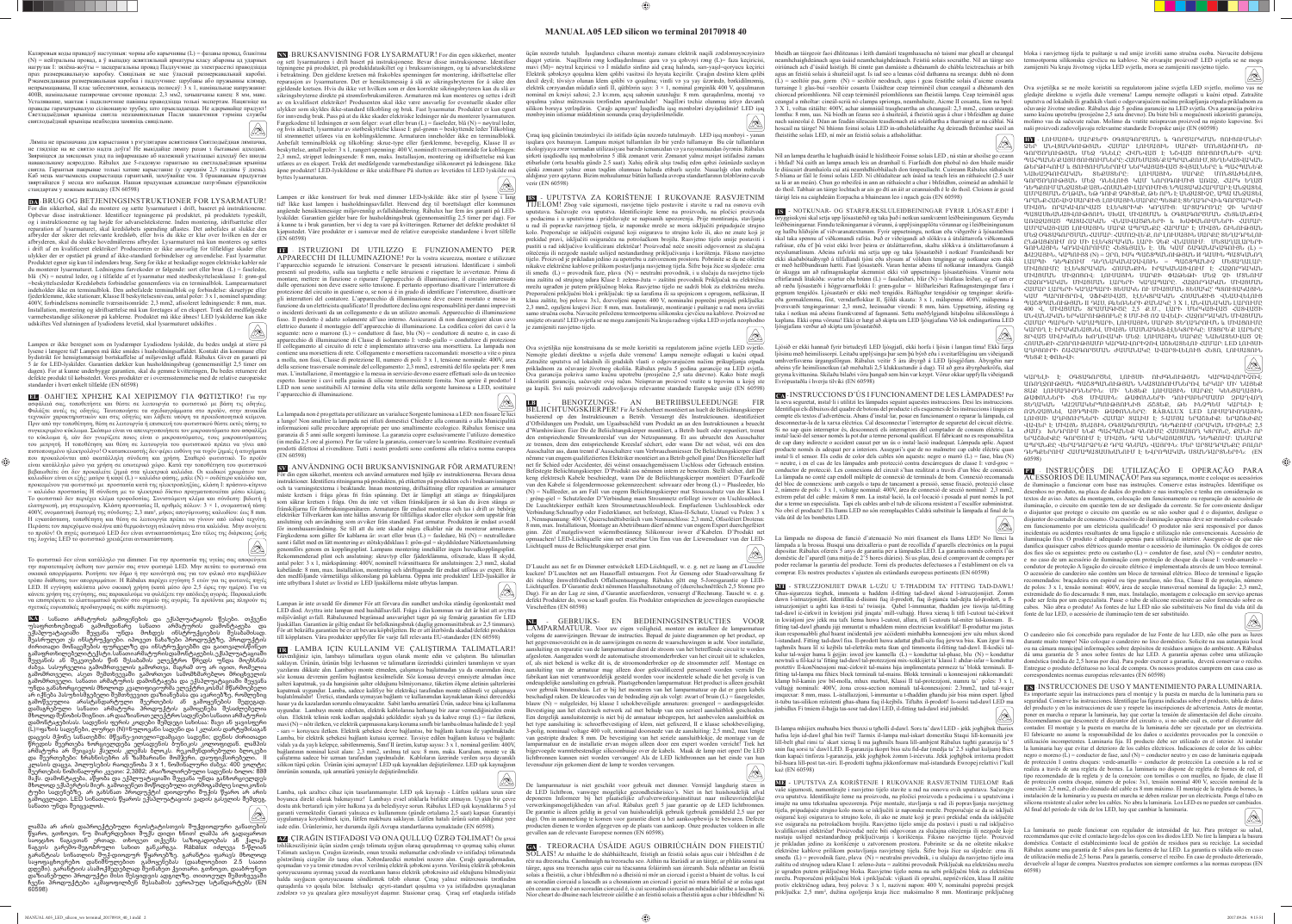## DA - BRUG OG BETJENINGSINSTRUKTIONER FOR LYSARMATUR!

## EL - ΟΔΗΓΙΕΣ ΧΡΗΣΗΣ ΚΑΙ ΧΕΙΡΙΣΜΟΥ ΓΙΑ ΦΩΤΙΣΤΙΚΟ!

## NN - BRUKSANVISNING FOR LYSARMATUR!

## IT - ISTRUZIONI DI UTILIZZO E FUNZIONAMENTO PER APPARECCHI DI ILLUMINAZIONE!

## SV - ANVÄNDNING OCH BRUKSANVISNINGAR FÖR ARMATUREN!

## TR - LAMBA İÇİN KULLANIM VE ÇALIŞTIRMA TALİMATLARI!

## AZ - ÇIRAĞIN İSTIFADƏSI VƏ ONA QULLUQ ÜZRƏ TƏLIMAT!

## BS - UPUTSTVA ZA KORIŠTENJE I RUKOVANJE RASVJETNIM TIJELOM!

## LB - BENOTZUNGS- AN BETRIBSULEEDUNGE FIR BELICHTUNGSKÖRPER!

## NL - GEBRUIKS- EN BEDIENINGSINSTRUCTIES VOOR LAMPARMATUUR.

## GA - TREORACHA ÚSÁIDE AGUS OIBRIÚCHÁIN DON FHEISTIÚ SOLAIS!

## IS - NOTKUNAR- OG STARFRÆKSLULEIÐBEININGAR FYRIR LJÓSASTÆÐI!

## CA - INSTRUCCIONS D'ÚS I FUNCIONAMENT DE LES LÀMPADES!

## MT - STRUZZJONIJIET DWAR L-UŻU U T'HADDIM TA' FITTING TAD-DAWL!

## ME - UPUTSTVA ZA KORIŠTENJE I RUKOVANJE RASVJETNIM TIJELOM!

## PT - INSTRUÇÕES DE UTILIZAÇÃO E OPERAÇÃO PARA ACESSÓRIOS DE ILUMINAÇÃO!

## ES - INSTRUCCIONES DE USO Y MANTENIMIENTO PARA LUMINARIA.